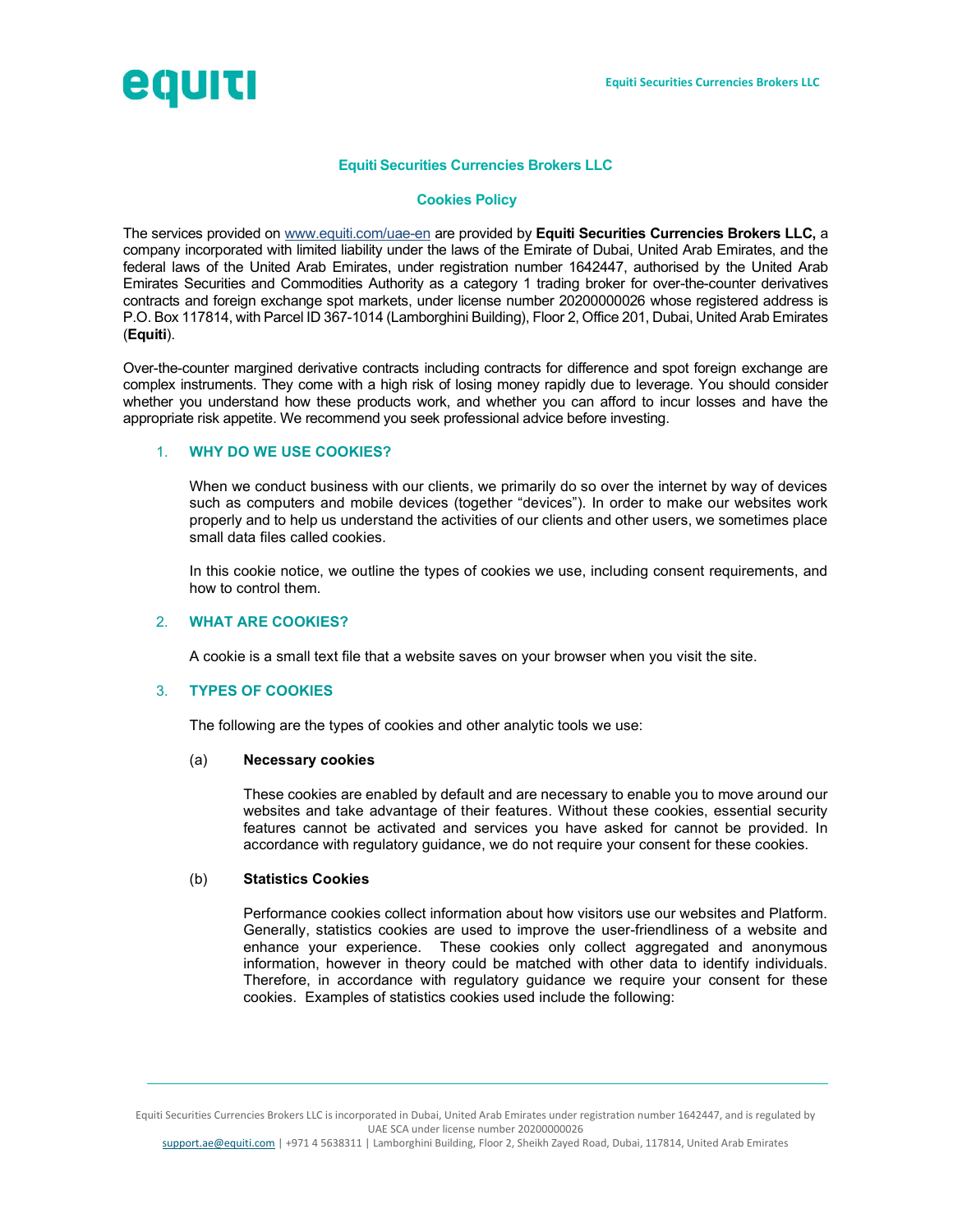# Equiti Securities Currencies Brokers LLC

## Cookies Policy

The services provided on [www.equiti.com/uae-en](www.equiti.com/uae-en) are provided by **Equiti Securities Currencies Brokers LLC,** a company incorporated with limited liability under the laws of the Emirate of Dubai, United Arab Emirates, and the federal laws of the United Arab Emirates, under registration number 1642447, authorised by the United Arab Emirates Securities and Commodities Authority as a category 1 trading broker for over-the-counter derivatives contracts and foreign exchange spot markets, under license number 20200000026 whose registered address is P.O. Box 117814, with Parcel ID 367-1014 (Lamborghini Building), Floor 2, Office 201, Dubai, United Arab Emirates (**Equiti**).

Over-the-counter margined derivative contracts including contracts for difference and spot foreign exchange are complex instruments. They come with a high risk of losing money rapidly due to leverage. You should consider whether you understand how these products work, and whether you can afford to incur losses and have the appropriate risk appetite. We recommend you seek professional advice before investing.

### 1. WHY DO WE USE COOKIES?

When we conduct business with our clients, we primarily do so over the internet by way of devices such as computers and mobile devices (together "devices"). In order to make our websites work properly and to help us understand the activities of our clients and other users, we sometimes place small data files called cookies.

In this cookie notice, we outline the types of cookies we use, including consent requirements, and how to control them.

### 2. WHAT ARE COOKIES?

A cookie is a small text file that a website saves on your browser when you visit the site.

### 3. TYPES OF COOKIES

The following are the types of cookies and other analytic tools we use:

(a) **Necessary cookies**

These cookies are enabled by default and are necessary to enable you to move around our websites and take advantage of their features. Without these cookies, essential security features cannot be activated and services you have asked for cannot be provided. In accordance with regulatory guidance, we do not require your consent for these cookies.

(b) **Statistics Cookies**

Performance cookies collect information about how visitors use our websites and Platform. Generally, statistics cookies are used to improve the user-friendliness of a website and enhance your experience. These cookies only collect aggregated and anonymous information, however in theory could be matched with other data to identify individuals. Therefore, in accordance with regulatory guidance we require your consent for these cookies. Examples of statistics cookies used include the following: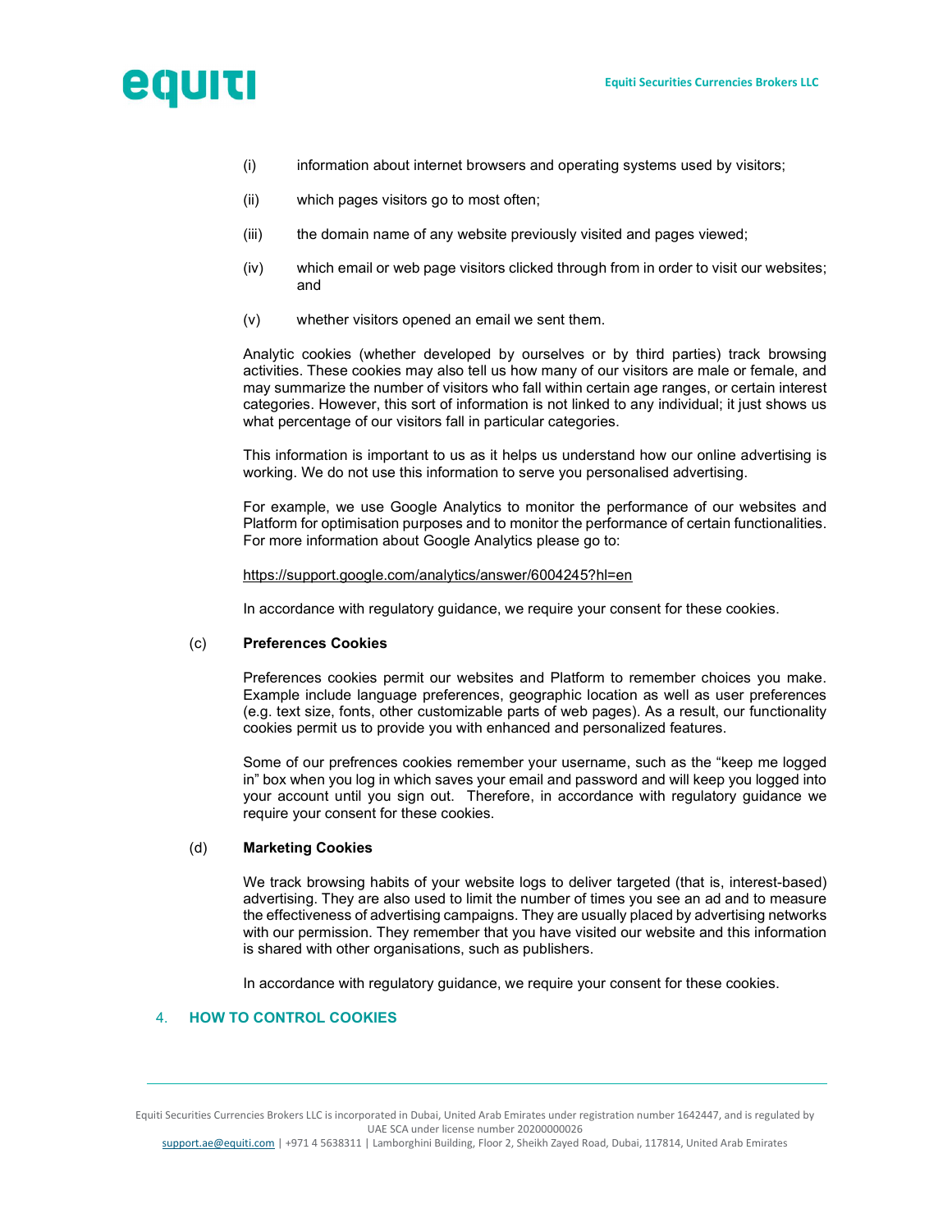(i) information about internet browsers and operating systems used by visitors;

(ii) which pages visitors go to most often;

(iii) the domain name of any website previously visited and pages viewed;

(iv) which email or web page visitors clicked through from in order to visit our websites; and

(v) whether visitors opened an email we sent them.

Analytic cookies (whether developed by ourselves or by third parties) track browsing activities. These cookies may also tell us how many of our visitors are male or female, and may summarize the number of visitors who fall within certain age ranges, or certain interest categories. However, this sort of information is not linked to any individual; it just shows us what percentage of our visitors fall in particular categories.

This information is important to us as it helps us understand how our online advertising is working. We do not use this information to serve you personalised advertising.

For example, we use Google Analytics to monitor the performance of our websites and Platform for optimisation purposes and to monitor the performance of certain functionalities. For more information about Google Analytics please go to:

https://support.google.com/analytics/answer/6004245?hl=en

In accordance with regulatory guidance, we require your consent for these cookies.

(c) **Preferences Cookies**

Preferences cookies permit our websites and Platform to remember choices you make. Example include language preferences, geographic location as well as user preferences (e.g. text size, fonts, other customizable parts of web pages). As a result, our functionality cookies permit us to provide you with enhanced and personalized features.

Some of our prefrences cookies remember your username, such as the "keep me logged in" box when you log in which saves your email and password and will keep you logged into your account until you sign out. Therefore, in accordance with regulatory guidance we require your consent for these cookies.

(d) **Marketing Cookies**

We track browsing habits of your website logs to deliver targeted (that is, interest-based) advertising. They are also used to limit the number of times you see an ad and to measure the effectiveness of advertising campaigns. They are usually placed by advertising networks with our permission. They remember that you have visited our website and this information is shared with other organisations, such as publishers.

In accordance with regulatory guidance, we require your consent for these cookies.

## 4. HOW TO CONTROL COOKIES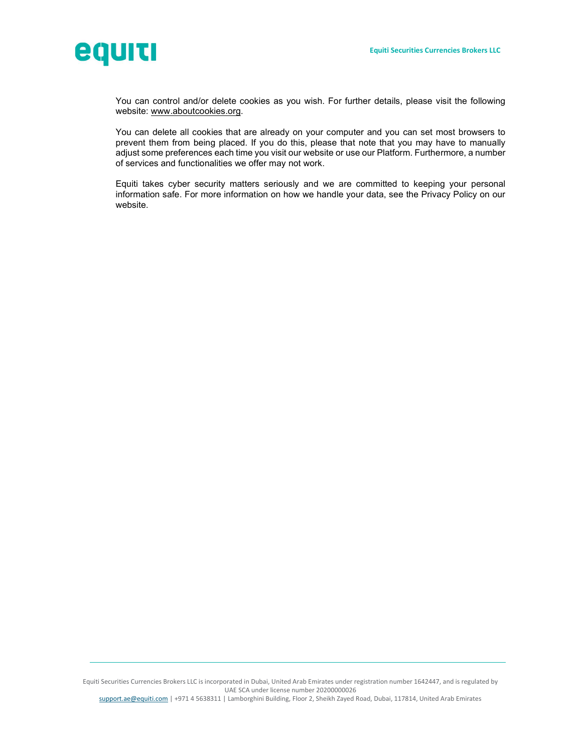You can control and/or delete cookies as you wish. For further details, please visit the following website: www.aboutcookies.org.

You can delete all cookies that are already on your computer and you can set most browsers to prevent them from being placed. If you do this, please that note that you may have to manually adjust some preferences each time you visit our website or use our Platform. Furthermore, a number of services and functionalities we offer may not work.

Equiti takes cyber security matters seriously and we are committed to keeping your personal information safe. For more information on how we handle your data, see the Privacy Policy on our website.